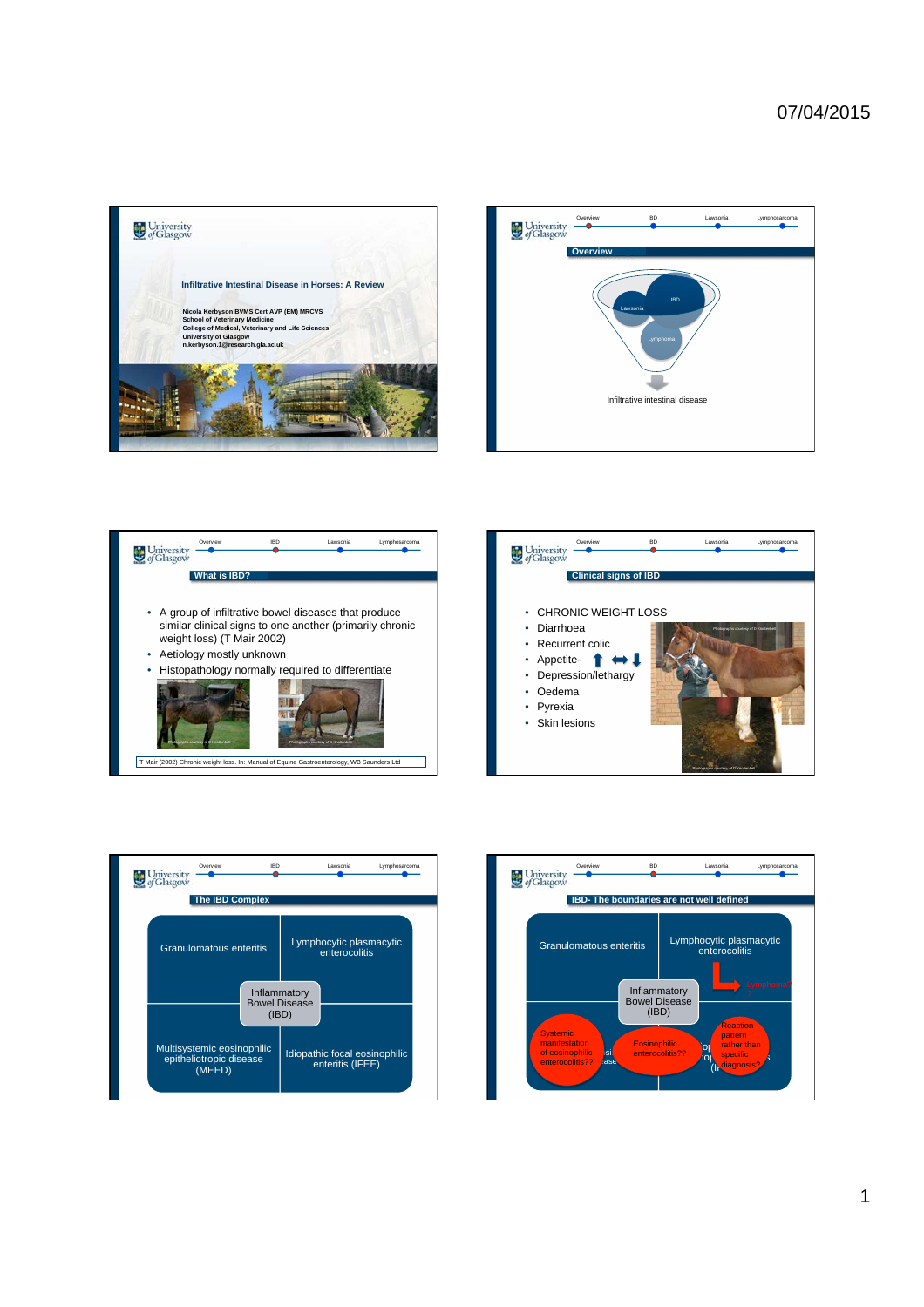## Infiltrative Intestinal Disease in Horses: A Review

Nicola Kerbyson BVMS Cert AVP (EM) MRCVS
School of Veterinary Medicine
College of Medical, Veterinary and Life Sciences
University of Glasgow
n.kerbyson.1@research.gla.ac.uk

---

Overview | IBD | Lawsonia | Lymphosarcoma

### Overview

Lawsonia
IBD
Lymphoma

Infiltrative intestinal disease

---

Overview | IBD | Lawsonia | Lymphosarcoma

### What is IBD?

- A group of infiltrative bowel diseases that produce similar clinical signs to one another (primarily chronic weight loss) (T Mair 2002)
- Aetiology mostly unknown
- Histopathology normally required to differentiate

Photographs courtesy of D Kerbyson

T Mair (2002) Chronic weight loss. In: Manual of Equine Gastroenterology, WB Saunders Ltd

---

Overview | IBD | Lawsonia | Lymphosarcoma

### Clinical signs of IBD

- CHRONIC WEIGHT LOSS
- Diarrhoea
- Recurrent colic
- Appetite- ⬆ ⬌ ⬇
- Depression/lethargy
- Oedema
- Pyrexia
- Skin lesions

Photographs courtesy of D Kerbyson

---

Overview | IBD | Lawsonia | Lymphosarcoma

### The IBD Complex

- Granulomatous enteritis
- Lymphocytic plasmacytic enterocolitis
- Inflammatory Bowel Disease (IBD)
- Multisystemic eosinophilic epitheliotropic disease (MEED)
- Idiopathic focal eosinophilic enteritis (IFEE)

---

Overview | IBD | Lawsonia | Lymphosarcoma

### IBD- The boundaries are not well defined

- Granulomatous enteritis
- Lymphocytic plasmacytic enterocolitis
- Lymphoma?
- Inflammatory Bowel Disease (IBD)
- Systemic manifestation of eosinophilic enterocolitis??
- Eosinophilic enterocolitis??
- Reaction pattern rather than specific diagnosis?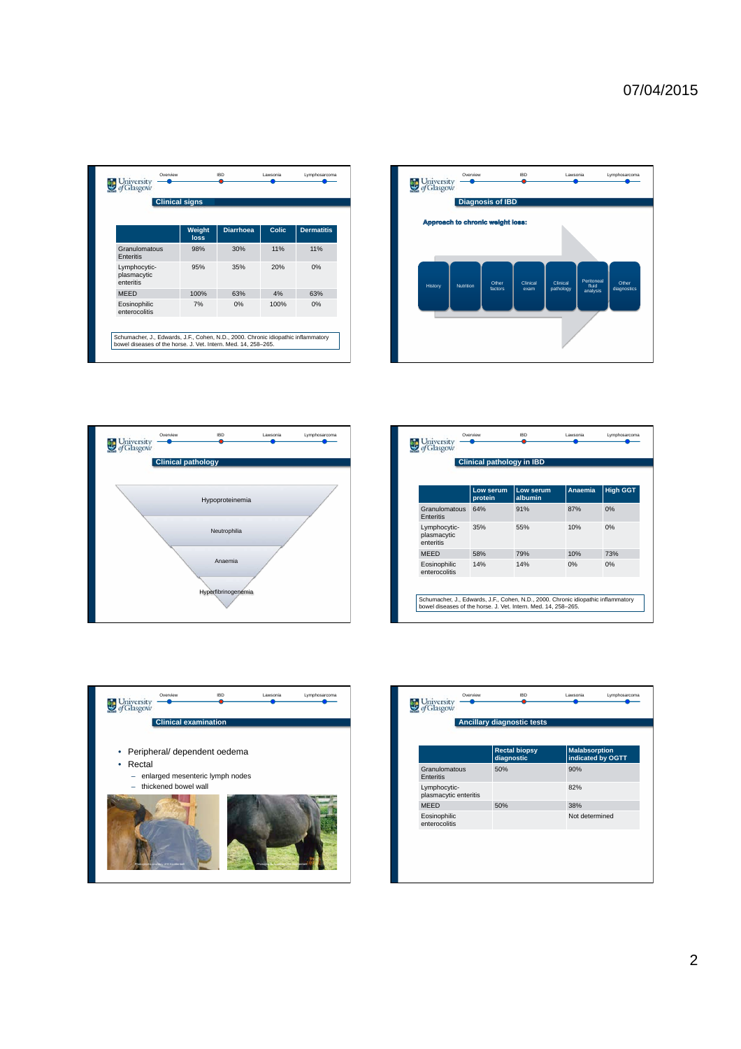## Clinical signs

| | Weight loss | Diarrhoea | Colic | Dermatitis |
|---|---|---|---|---|
| Granulomatous Enteritis | 98% | 30% | 11% | 11% |
| Lymphocytic-plasmacytic enteritis | 95% | 35% | 20% | 0% |
| MEED | 100% | 63% | 4% | 63% |
| Eosinophilic enterocolitis | 7% | 0% | 100% | 0% |

Schumacher, J., Edwards, J.F., Cohen, N.D., 2000. Chronic idiopathic inflammatory bowel diseases of the horse. J. Vet. Intern. Med. 14, 258–265.

## Diagnosis of IBD

**Approach to chronic weight loss:**

History → Nutrition → Other factors → Clinical exam → Clinical pathology → Peritoneal fluid analysis → Other diagnostics

## Clinical pathology

- Hypoproteinemia
- Neutrophilia
- Anaemia
- Hyperfibrinogenemia

## Clinical pathology in IBD

| | Low serum protein | Low serum albumin | Anaemia | High GGT |
|---|---|---|---|---|
| Granulomatous Enteritis | 64% | 91% | 87% | 0% |
| Lymphocytic-plasmacytic enteritis | 35% | 55% | 10% | 0% |
| MEED | 58% | 79% | 10% | 73% |
| Eosinophilic enterocolitis | 14% | 14% | 0% | 0% |

Schumacher, J., Edwards, J.F., Cohen, N.D., 2000. Chronic idiopathic inflammatory bowel diseases of the horse. J. Vet. Intern. Med. 14, 258–265.

## Clinical examination

- Peripheral/ dependent oedema
- Rectal
  - enlarged mesenteric lymph nodes
  - thickened bowel wall

## Ancillary diagnostic tests

| | Rectal biopsy diagnostic | Malabsorption indicated by OGTT |
|---|---|---|
| Granulomatous Enteritis | 50% | 90% |
| Lymphocytic-plasmacytic enteritis | | 82% |
| MEED | 50% | 38% |
| Eosinophilic enterocolitis | | Not determined |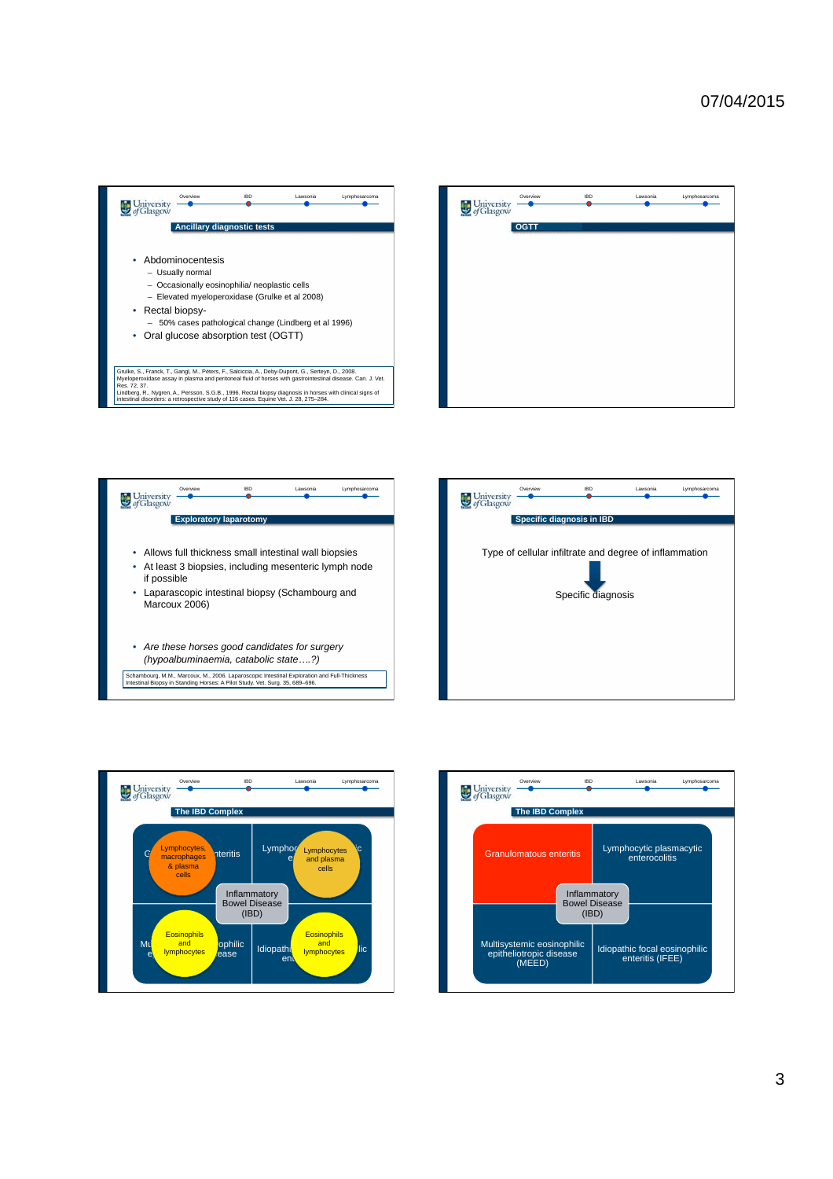## Ancillary diagnostic tests

- Abdominocentesis
  - Usually normal
  - Occasionally eosinophilia/ neoplastic cells
  - Elevated myeloperoxidase (Grulke et al 2008)
- Rectal biopsy-
  - 50% cases pathological change (Lindberg et al 1996)
- Oral glucose absorption test (OGTT)

Grulke, S., Franck, T., Gangl, M., Péters, F., Salciccia, A., Deby-Dupont, G., Serteyn, D., 2008. Myeloperoxidase assay in plasma and peritoneal fluid of horses with gastrointestinal disease. Can. J. Vet. Res. 72, 37.
Lindberg, R., Nygren, A., Persson, S.G.B., 1996. Rectal biopsy diagnosis in horses with clinical signs of intestinal disorders: a retrospective study of 116 cases. Equine Vet. J. 28, 275–284.

## OGTT

## Exploratory laparotomy

- Allows full thickness small intestinal wall biopsies
- At least 3 biopsies, including mesenteric lymph node if possible
- Laparascopic intestinal biopsy (Schambourg and Marcoux 2006)
- *Are these horses good candidates for surgery (hypoalbuminaemia, catabolic state….?)*

Schambourg, M.M., Marcoux, M., 2006. Laparoscopic Intestinal Exploration and Full-Thickness Intestinal Biopsy in Standing Horses: A Pilot Study. Vet. Surg. 35, 689–696.

## Specific diagnosis in IBD

Type of cellular infiltrate and degree of inflammation

↓

Specific diagnosis

## The IBD Complex

Inflammatory Bowel Disease (IBD)

- Granulomatous enteritis — Lymphocytes, macrophages & plasma cells
- Lymphocytic plasmacytic enterocolitis — Lymphocytes and plasma cells
- Multisystemic eosinophilic epitheliotropic disease — Eosinophils and lymphocytes
- Idiopathic focal eosinophilic enteritis — Eosinophils and lymphocytes

## The IBD Complex

Inflammatory Bowel Disease (IBD)

- Granulomatous enteritis
- Lymphocytic plasmacytic enterocolitis
- Multisystemic eosinophilic epitheliotropic disease (MEED)
- Idiopathic focal eosinophilic enteritis (IFEE)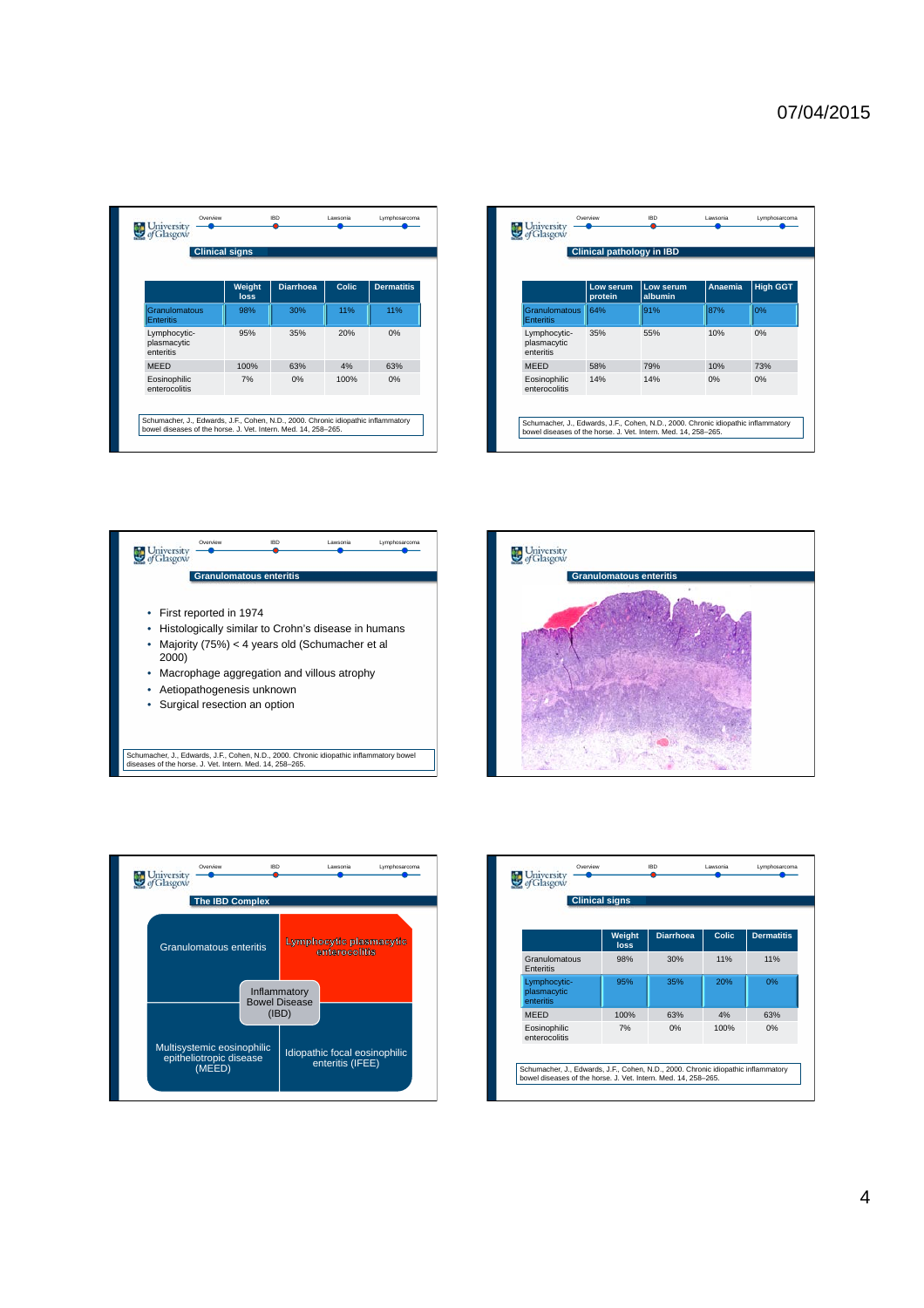## Clinical signs

| | Weight loss | Diarrhoea | Colic | Dermatitis |
|---|---|---|---|---|
| Granulomatous Enteritis | 98% | 30% | 11% | 11% |
| Lymphocytic-plasmacytic enteritis | 95% | 35% | 20% | 0% |
| MEED | 100% | 63% | 4% | 63% |
| Eosinophilic enterocolitis | 7% | 0% | 100% | 0% |

Schumacher, J., Edwards, J.F., Cohen, N.D., 2000. Chronic idiopathic inflammatory bowel diseases of the horse. J. Vet. Intern. Med. 14, 258–265.

## Clinical pathology in IBD

| | Low serum protein | Low serum albumin | Anaemia | High GGT |
|---|---|---|---|---|
| Granulomatous Enteritis | 64% | 91% | 87% | 0% |
| Lymphocytic-plasmacytic enteritis | 35% | 55% | 10% | 0% |
| MEED | 58% | 79% | 10% | 73% |
| Eosinophilic enterocolitis | 14% | 14% | 0% | 0% |

Schumacher, J., Edwards, J.F., Cohen, N.D., 2000. Chronic idiopathic inflammatory bowel diseases of the horse. J. Vet. Intern. Med. 14, 258–265.

## Granulomatous enteritis

- First reported in 1974
- Histologically similar to Crohn's disease in humans
- Majority (75%) < 4 years old (Schumacher et al 2000)
- Macrophage aggregation and villous atrophy
- Aetiopathogenesis unknown
- Surgical resection an option

Schumacher, J., Edwards, J.F., Cohen, N.D., 2000. Chronic idiopathic inflammatory bowel diseases of the horse. J. Vet. Intern. Med. 14, 258–265.

## Granulomatous enteritis

## The IBD Complex

- Granulomatous enteritis
- Lymphocytic plasmacytic enterocolitis
- Inflammatory Bowel Disease (IBD)
- Multisystemic eosinophilic epitheliotropic disease (MEED)
- Idiopathic focal eosinophilic enteritis (IFEE)

## Clinical signs

| | Weight loss | Diarrhoea | Colic | Dermatitis |
|---|---|---|---|---|
| Granulomatous Enteritis | 98% | 30% | 11% | 11% |
| Lymphocytic-plasmacytic enteritis | 95% | 35% | 20% | 0% |
| MEED | 100% | 63% | 4% | 63% |
| Eosinophilic enterocolitis | 7% | 0% | 100% | 0% |

Schumacher, J., Edwards, J.F., Cohen, N.D., 2000. Chronic idiopathic inflammatory bowel diseases of the horse. J. Vet. Intern. Med. 14, 258–265.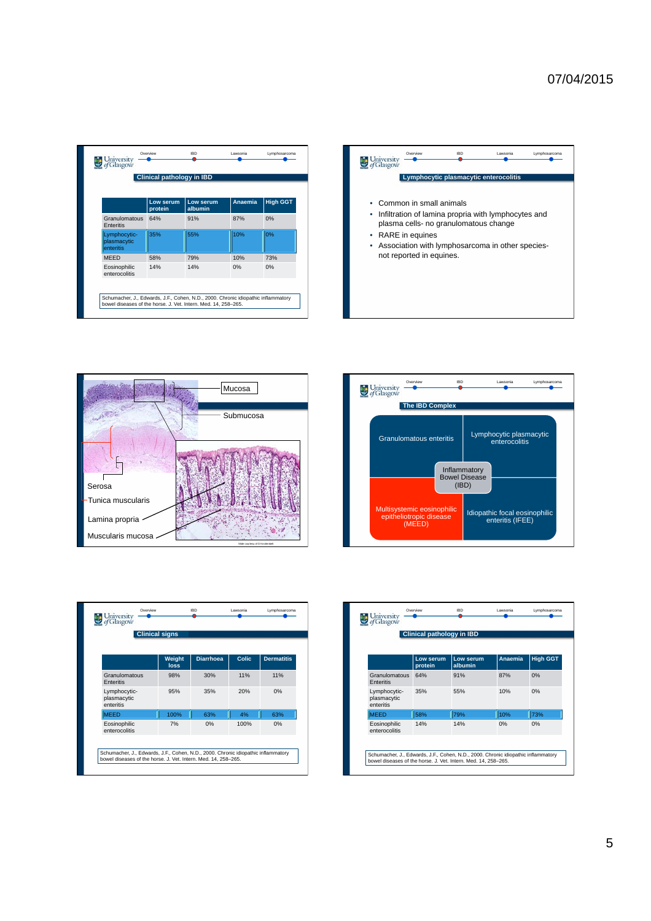## Clinical pathology in IBD

| | Low serum protein | Low serum albumin | Anaemia | High GGT |
|---|---|---|---|---|
| Granulomatous Enteritis | 64% | 91% | 87% | 0% |
| Lymphocytic-plasmacytic enteritis | 35% | 55% | 10% | 0% |
| MEED | 58% | 79% | 10% | 73% |
| Eosinophilic enterocolitis | 14% | 14% | 0% | 0% |

Schumacher, J., Edwards, J.F., Cohen, N.D., 2000. Chronic idiopathic inflammatory bowel diseases of the horse. J. Vet. Intern. Med. 14, 258–265.

## Lymphocytic plasmacytic enterocolitis

- Common in small animals
- Infiltration of lamina propria with lymphocytes and plasma cells- no granulomatous change
- RARE in equines
- Association with lymphosarcoma in other species- not reported in equines.

Mucosa

Submucosa

Serosa

Tunica muscularis

Lamina propria

Muscularis mucosa

Slide courtesy of D Knottenbelt

## The IBD Complex

Granulomatous enteritis

Lymphocytic plasmacytic enterocolitis

Inflammatory Bowel Disease (IBD)

Multisystemic eosinophilic epitheliotropic disease (MEED)

Idiopathic focal eosinophilic enteritis (IFEE)

## Clinical signs

| | Weight loss | Diarrhoea | Colic | Dermatitis |
|---|---|---|---|---|
| Granulomatous Enteritis | 98% | 30% | 11% | 11% |
| Lymphocytic-plasmacytic enteritis | 95% | 35% | 20% | 0% |
| MEED | 100% | 63% | 4% | 63% |
| Eosinophilic enterocolitis | 7% | 0% | 100% | 0% |

Schumacher, J., Edwards, J.F., Cohen, N.D., 2000. Chronic idiopathic inflammatory bowel diseases of the horse. J. Vet. Intern. Med. 14, 258–265.

## Clinical pathology in IBD

| | Low serum protein | Low serum albumin | Anaemia | High GGT |
|---|---|---|---|---|
| Granulomatous Enteritis | 64% | 91% | 87% | 0% |
| Lymphocytic-plasmacytic enteritis | 35% | 55% | 10% | 0% |
| MEED | 58% | 79% | 10% | 73% |
| Eosinophilic enterocolitis | 14% | 14% | 0% | 0% |

Schumacher, J., Edwards, J.F., Cohen, N.D., 2000. Chronic idiopathic inflammatory bowel diseases of the horse. J. Vet. Intern. Med. 14, 258–265.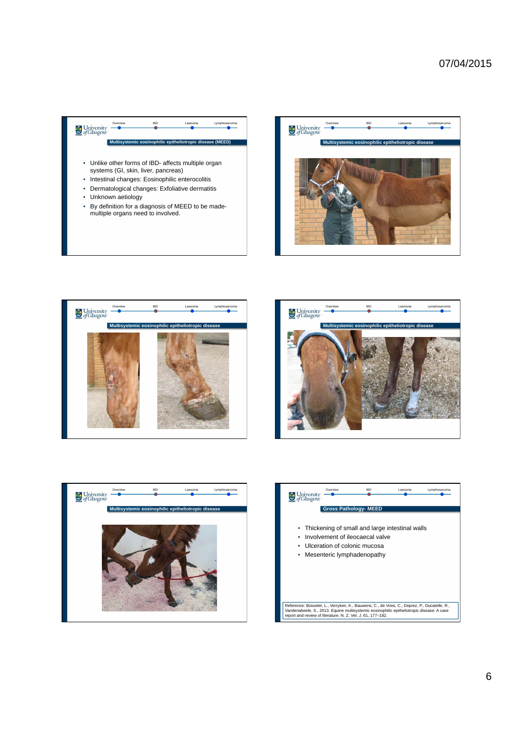## Multisystemic eosinophilic epitheliotropic disease (MEED)

- Unlike other forms of IBD- affects multiple organ systems (GI, skin, liver, pancreas)
- Intestinal changes: Eosinophilic enterocolitis
- Dermatological changes: Exfoliative dermatitis
- Unknown aetiology
- By definition for a diagnosis of MEED to be made- multiple organs need to involved.

## Multisystemic eosinophilic epitheliotropic disease

## Multisystemic eosinophilic epitheliotropic disease

## Multisystemic eosinophilic epitheliotropic disease

## Multisystemic eosinophilic epitheliotropic disease

## Gross Pathology- MEED

- Thickening of small and large intestinal walls
- Involvement of ileocaecal valve
- Ulceration of colonic mucosa
- Mesenteric lymphadenopathy

Reference: Bosseler, L., Verryken, K., Bauwens, C., de Vries, C., Deprez, P., Ducatelle, R., Vandenabeele, S., 2013. Equine multisystemic eosinophilic epitheliotropic disease: A case report and review of literature. N. Z. Vet. J. 61, 177–182.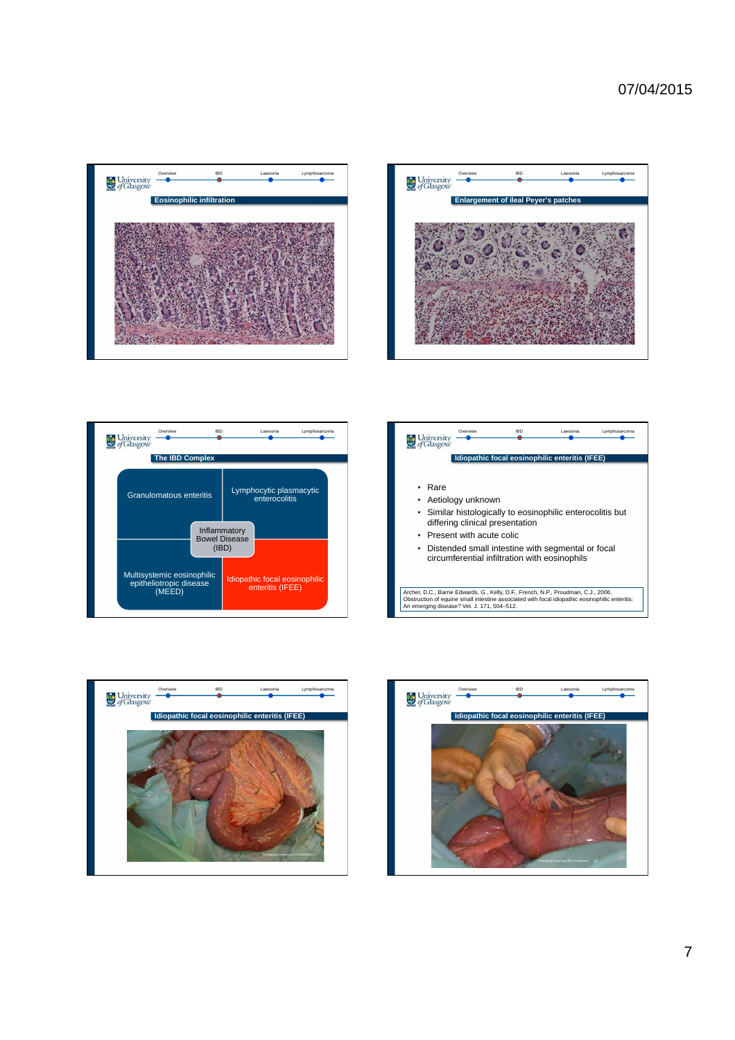## Eosinophilic infiltration

## Enlargement of ileal Peyer's patches

## The IBD Complex

- Granulomatous enteritis
- Lymphocytic plasmacytic enterocolitis
- Inflammatory Bowel Disease (IBD)
- Multisystemic eosinophilic epitheliotropic disease (MEED)
- Idiopathic focal eosinophilic enteritis (IFEE)

## Idiopathic focal eosinophilic enteritis (IFEE)

- Rare
- Aetiology unknown
- Similar histologically to eosinophilic enterocolitis but differing clinical presentation
- Present with acute colic
- Distended small intestine with segmental or focal circumferential infiltration with eosinophils

Archer, D.C., Barrie Edwards, G., Kelly, D.F., French, N.P., Proudman, C.J., 2006. Obstruction of equine small intestine associated with focal idiopathic eosinophilic enteritis: An emerging disease? Vet. J. 171, 504–512.

## Idiopathic focal eosinophilic enteritis (IFEE)

## Idiopathic focal eosinophilic enteritis (IFEE)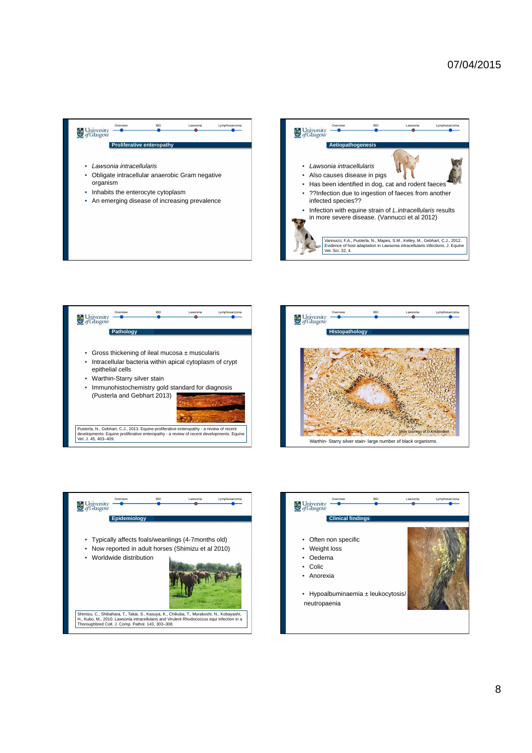## Proliferative enteropathy

- *Lawsonia intracellularis*
- Obligate intracellular anaerobic Gram negative organism
- Inhabits the enterocyte cytoplasm
- An emerging disease of increasing prevalence

## Aetiopathogenesis

- *Lawsonia intracellularis*
- Also causes disease in pigs
- Has been identified in dog, cat and rodent faeces
- ??Infection due to ingestion of faeces from another infected species??
- Infection with equine strain of *L.intracellularis* results in more severe disease. (Vannucci et al 2012)

Vannucci, F.A., Pusterla, N., Mapes, S.M., Kelley, M., Gebhart, C.J., 2012. Evidence of host adaptation in Lawsonia intracellularis infections. J. Equine Vet. Sci. 32, 4.

## Pathology

- Gross thickening of ileal mucosa ± muscularis
- Intracellular bacteria within apical cytoplasm of crypt epithelial cells
- Warthin-Starry silver stain
- Immunohistochemistry gold standard for diagnosis (Pusterla and Gebhart 2013)

Pusterla, N., Gebhart, C.J., 2013. Equine proliferative enteropathy - a review of recent developments: Equine proliferative enteropathy - a review of recent developments. Equine Vet. J. 45, 403–409.

## Histopathology

Slide courtesy of D.Knottenbelt

Warthin- Starry silver stain- large number of black organisms.

## Epidemiology

- Typically affects foals/weanlings (4-7months old)
- Now reported in adult horses (Shimizu et al 2010)
- Worldwide distribution

Shimizu, C., Shibahara, T., Takai, S., Kasuya, K., Chikuba, T., Murakoshi, N., Kobayashi, H., Kubo, M., 2010. Lawsonia intracellularis and Virulent Rhodococcus equi Infection in a Thoroughbred Colt. J. Comp. Pathol. 143, 303–308.

## Clinical findings

- Often non specific
- Weight loss
- Oedema
- Colic
- Anorexia

- Hypoalbuminaemia ± leukocytosis/ neutropaenia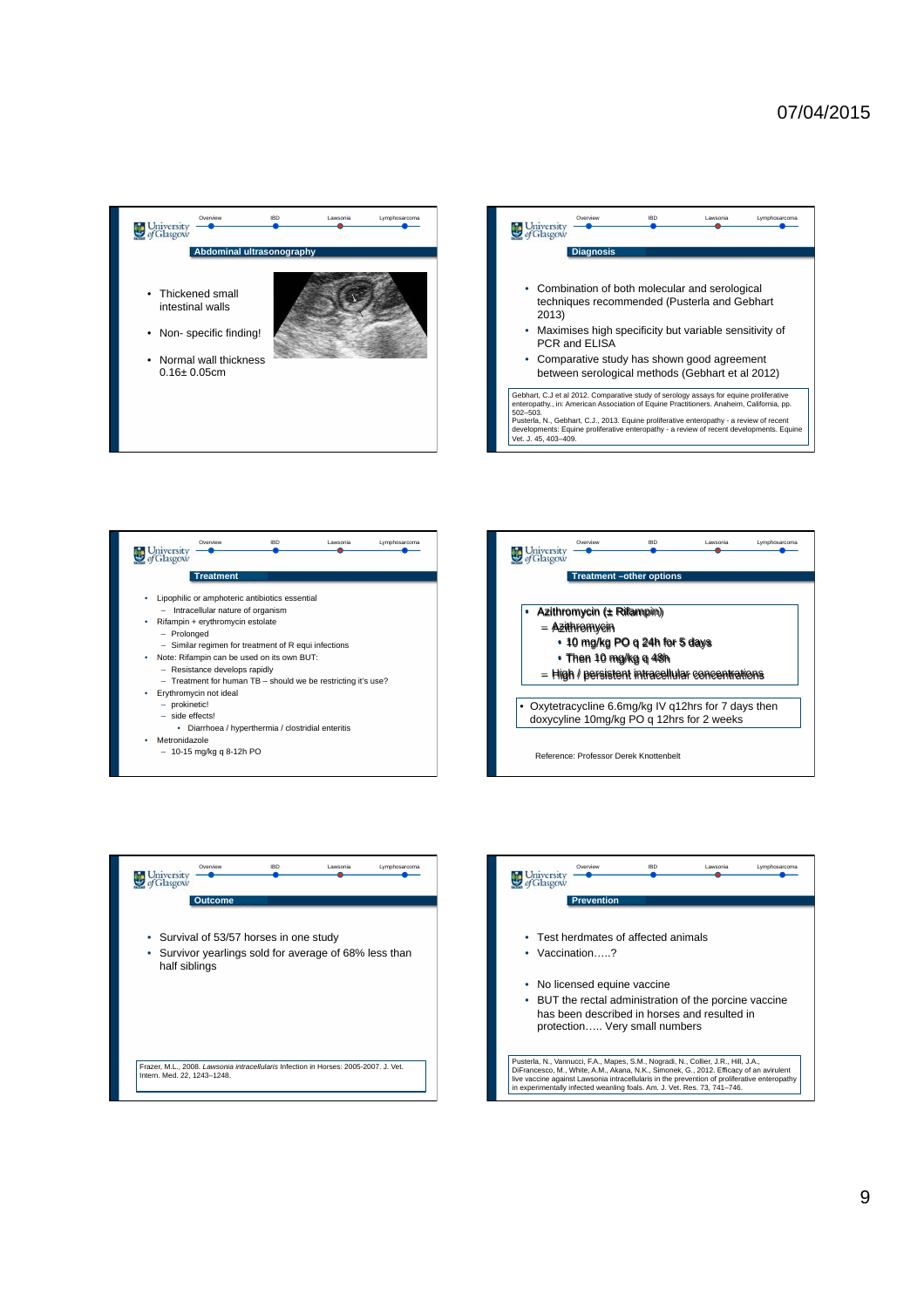## Abdominal ultrasonography

- Thickened small intestinal walls
- Non- specific finding!
- Normal wall thickness 0.16± 0.05cm

## Diagnosis

- Combination of both molecular and serological techniques recommended (Pusterla and Gebhart 2013)
- Maximises high specificity but variable sensitivity of PCR and ELISA
- Comparative study has shown good agreement between serological methods (Gebhart et al 2012)

Gebhart, C.J et al 2012. Comparative study of serology assays for equine proliferative enteropathy., in: American Association of Equine Practitioners. Anaheim, California, pp. 502–503.
Pusterla, N., Gebhart, C.J., 2013. Equine proliferative enteropathy - a review of recent developments: Equine proliferative enteropathy - a review of recent developments. Equine Vet. J. 45, 403–409.

## Treatment

- Lipophilic or amphoteric antibiotics essential
  - Intracellular nature of organism
- Rifampin + erythromycin estolate
  - Prolonged
  - Similar regimen for treatment of R equi infections
- Note: Rifampin can be used on its own BUT:
  - Resistance develops rapidly
  - Treatment for human TB – should we be restricting it's use?
- Erythromycin not ideal
  - prokinetic!
  - side effects!
    - Diarrhoea / hyperthermia / clostridial enteritis
- Metronidazole
  - 10-15 mg/kg q 8-12h PO

## Treatment –other options

- Azithromycin (± Rifampin)
  - Azithromycin
    - 10 mg/kg PO q 24h for 5 days
    - Then 10 mg/kg q 48h
  - High / persistent intracellular concentrations

- Oxytetracycline 6.6mg/kg IV q12hrs for 7 days then doxycyline 10mg/kg PO q 12hrs for 2 weeks

Reference: Professor Derek Knottenbelt

## Outcome

- Survival of 53/57 horses in one study
- Survivor yearlings sold for average of 68% less than half siblings

Frazer, M.L., 2008. *Lawsonia intracellularis* Infection in Horses: 2005-2007. J. Vet. Intern. Med. 22, 1243–1248.

## Prevention

- Test herdmates of affected animals
- Vaccination…..?

- No licensed equine vaccine
- BUT the rectal administration of the porcine vaccine has been described in horses and resulted in protection….. Very small numbers

Pusterla, N., Vannucci, F.A., Mapes, S.M., Nogradi, N., Collier, J.R., Hill, J.A., DiFrancesco, M., White, A.M., Akana, N.K., Simonek, G., 2012. Efficacy of an avirulent live vaccine against Lawsonia intracellularis in the prevention of proliferative enteropathy in experimentally infected weanling foals. Am. J. Vet. Res. 73, 741–746.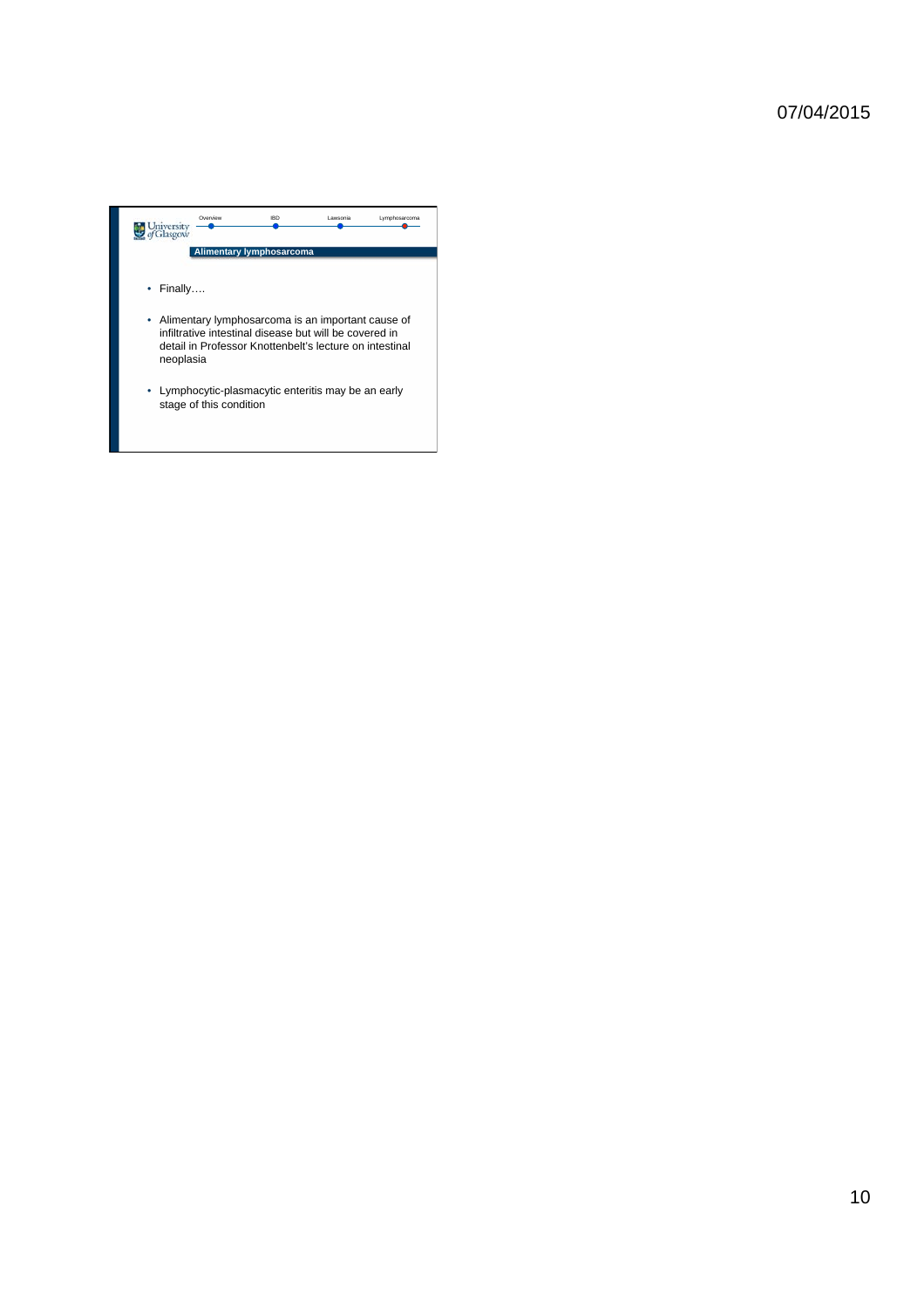Overview IBD Lawsonia Lymphosarcoma

## Alimentary lymphosarcoma

- Finally….
- Alimentary lymphosarcoma is an important cause of infiltrative intestinal disease but will be covered in detail in Professor Knottenbelt's lecture on intestinal neoplasia
- Lymphocytic-plasmacytic enteritis may be an early stage of this condition